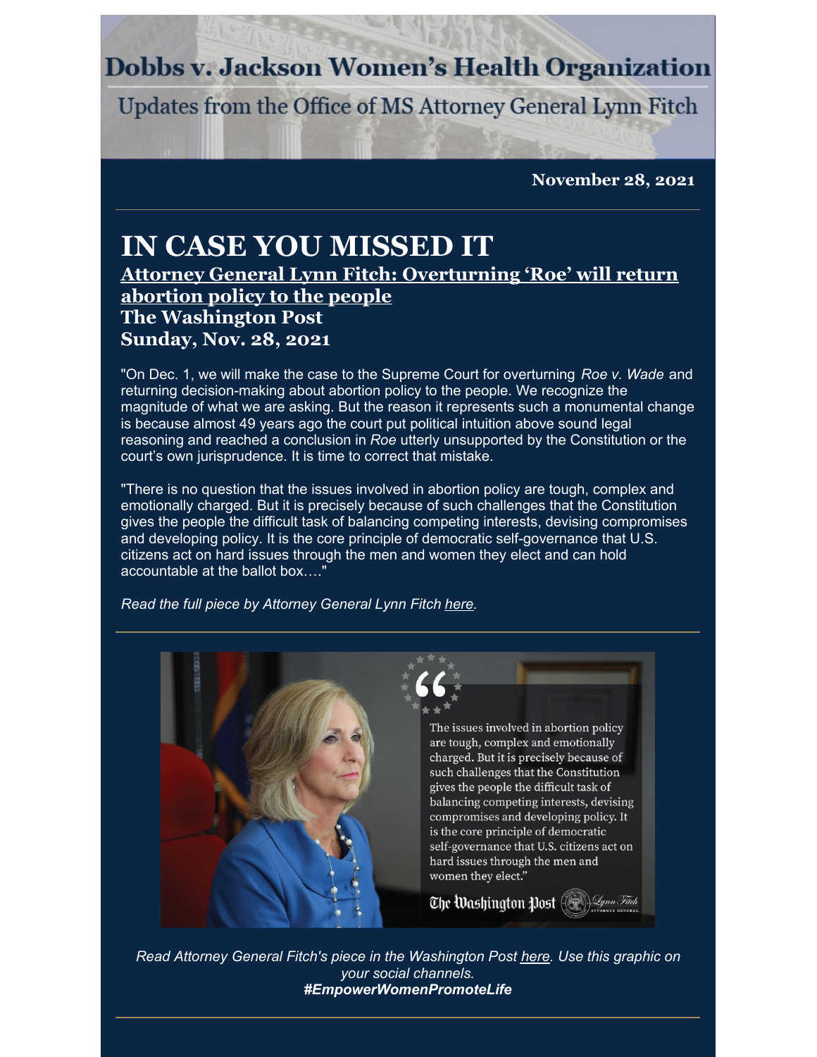# Dobbs v. Jackson Women's Health Organization

Updates from the Office of MS Attorney General Lynn Fitch

**November 28, 2021**

# IN CASE YOU MISSED IT

## Attorney General Lynn Fitch: Overturning 'Roe' will return abortion policy to the people

## The Washington Post

## Sunday, Nov. 28, 2021

"On Dec. 1, we will make the case to the Supreme Court for overturning *Roe v. Wade* and returning decision-making about abortion policy to the people. We recognize the magnitude of what we are asking. But the reason it represents such a monumental change is because almost 49 years ago the court put political intuition above sound legal reasoning and reached a conclusion in *Roe* utterly unsupported by the Constitution or the court's own jurisprudence. It is time to correct that mistake.

"There is no question that the issues involved in abortion policy are tough, complex and emotionally charged. But it is precisely because of such challenges that the Constitution gives the people the difficult task of balancing competing interests, devising compromises and developing policy. It is the core principle of democratic self-governance that U.S. citizens act on hard issues through the men and women they elect and can hold accountable at the ballot box…."

*Read the full piece by Attorney General Lynn Fitch here.*

"The issues involved in abortion policy are tough, complex and emotionally charged. But it is precisely because of such challenges that the Constitution gives the people the difficult task of balancing competing interests, devising compromises and developing policy. It is the core principle of democratic self-governance that U.S. citizens act on hard issues through the men and women they elect."

The Washington Post — Lynn Fitch, Attorney General

*Read Attorney General Fitch's piece in the Washington Post here. Use this graphic on your social channels.*

***#EmpowerWomenPromoteLife***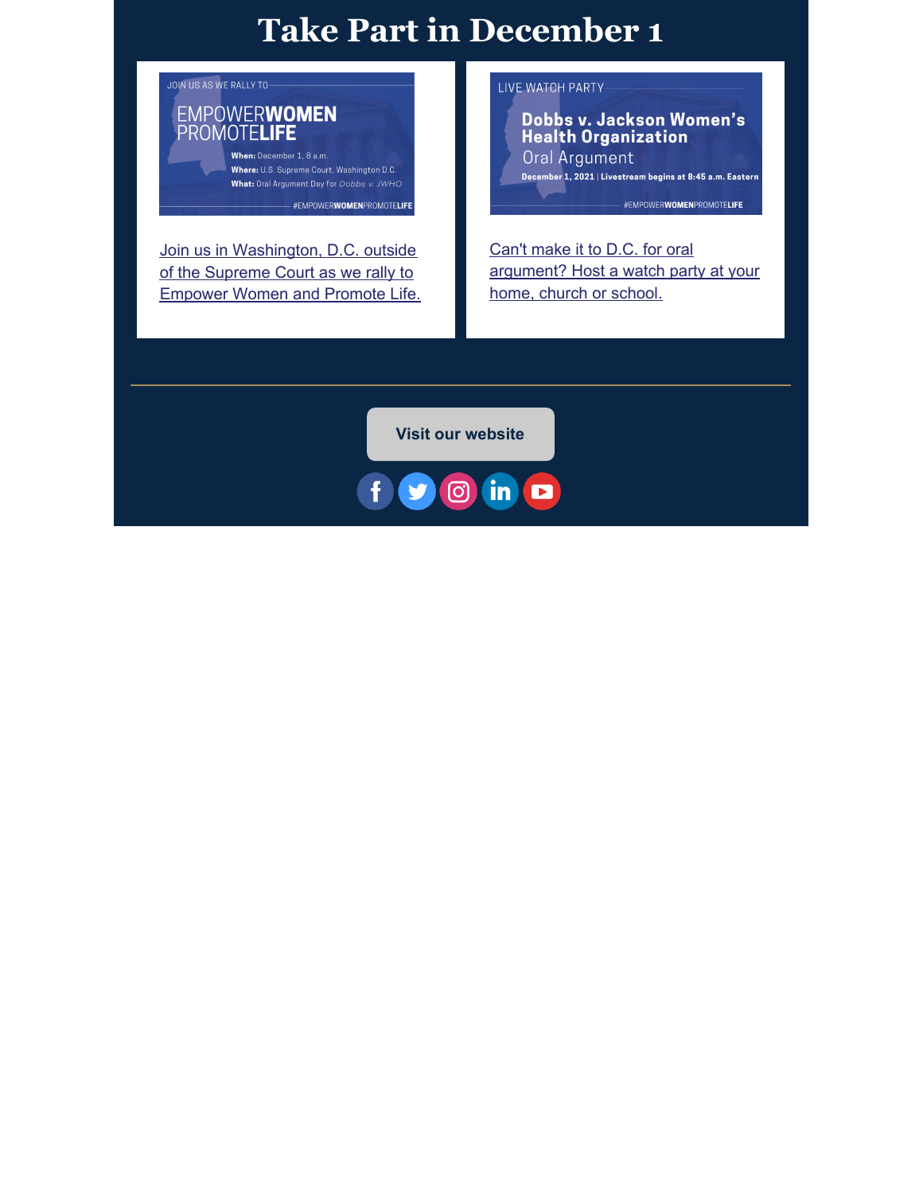# Take Part in December 1

Join us in Washington, D.C. outside of the Supreme Court as we rally to Empower Women and Promote Life.

Can't make it to D.C. for oral argument? Host a watch party at your home, church or school.

Visit our website